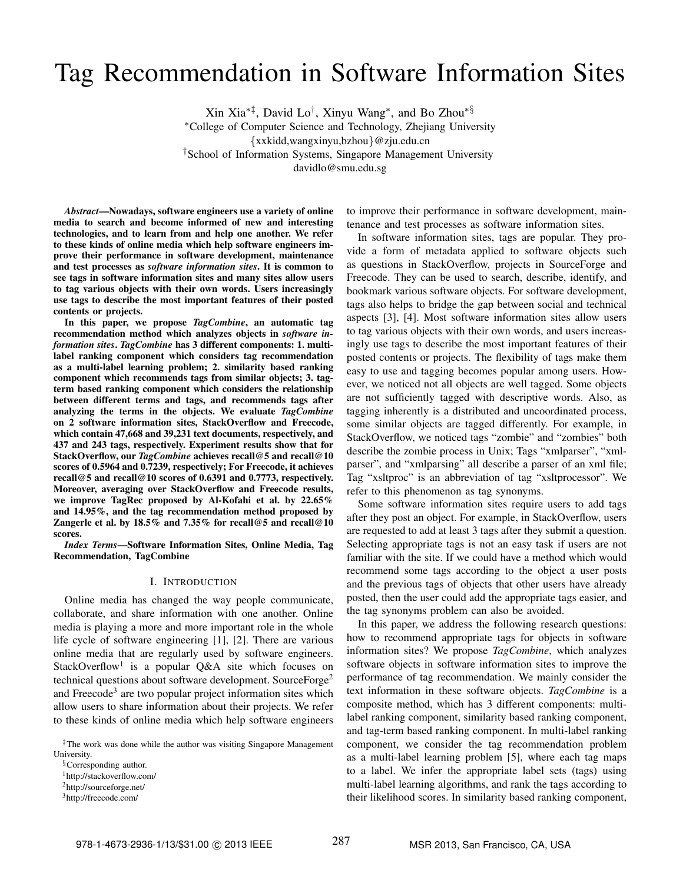# Tag Recommendation in Software Information Sites

Xin Xia[*‡], David Lo[†], Xinyu Wang[*], and Bo Zhou[*§]

[*]College of Computer Science and Technology, Zhejiang University

{xxkidd,wangxinyu,bzhou}@zju.edu.cn

[†]School of Information Systems, Singapore Management University

davidlo@smu.edu.sg

***Abstract*—Nowadays, software engineers use a variety of online media to search and become informed of new and interesting technologies, and to learn from and help one another. We refer to these kinds of online media which help software engineers improve their performance in software development, maintenance and test processes as *software information sites*. It is common to see tags in software information sites and many sites allow users to tag various objects with their own words. Users increasingly use tags to describe the most important features of their posted contents or projects.**

**In this paper, we propose *TagCombine*, an automatic tag recommendation method which analyzes objects in *software information sites*. *TagCombine* has 3 different components: 1. multi-label ranking component which considers tag recommendation as a multi-label learning problem; 2. similarity based ranking component which recommends tags from similar objects; 3. tag-term based ranking component which considers the relationship between different terms and tags, and recommends tags after analyzing the terms in the objects. We evaluate *TagCombine* on 2 software information sites, StackOverflow and Freecode, which contain 47,668 and 39,231 text documents, respectively, and 437 and 243 tags, respectively. Experiment results show that for StackOverflow, our *TagCombine* achieves recall@5 and recall@10 scores of 0.5964 and 0.7239, respectively; For Freecode, it achieves recall@5 and recall@10 scores of 0.6391 and 0.7773, respectively. Moreover, averaging over StackOverflow and Freecode results, we improve TagRec proposed by Al-Kofahi et al. by 22.65% and 14.95%, and the tag recommendation method proposed by Zangerle et al. by 18.5% and 7.35% for recall@5 and recall@10 scores.**

***Index Terms*—Software Information Sites, Online Media, Tag Recommendation, TagCombine**

## I. Introduction

Online media has changed the way people communicate, collaborate, and share information with one another. Online media is playing a more and more important role in the whole life cycle of software engineering [1], [2]. There are various online media that are regularly used by software engineers. StackOverflow[1] is a popular Q&A site which focuses on technical questions about software development. SourceForge[2] and Freecode[3] are two popular project information sites which allow users to share information about their projects. We refer to these kinds of online media which help software engineers to improve their performance in software development, maintenance and test processes as software information sites.

In software information sites, tags are popular. They provide a form of metadata applied to software objects such as questions in StackOverflow, projects in SourceForge and Freecode. They can be used to search, describe, identify, and bookmark various software objects. For software development, tags also helps to bridge the gap between social and technical aspects [3], [4]. Most software information sites allow users to tag various objects with their own words, and users increasingly use tags to describe the most important features of their posted contents or projects. The flexibility of tags make them easy to use and tagging becomes popular among users. However, we noticed not all objects are well tagged. Some objects are not sufficiently tagged with descriptive words. Also, as tagging inherently is a distributed and uncoordinated process, some similar objects are tagged differently. For example, in StackOverflow, we noticed tags "zombie" and "zombies" both describe the zombie process in Unix; Tags "xmlparser", "xml-parser", and "xmlparsing" all describe a parser of an xml file; Tag "xsltproc" is an abbreviation of tag "xsltprocessor". We refer to this phenomenon as tag synonyms.

Some software information sites require users to add tags after they post an object. For example, in StackOverflow, users are requested to add at least 3 tags after they submit a question. Selecting appropriate tags is not an easy task if users are not familiar with the site. If we could have a method which would recommend some tags according to the object a user posts and the previous tags of objects that other users have already posted, then the user could add the appropriate tags easier, and the tag synonyms problem can also be avoided.

In this paper, we address the following research questions: how to recommend appropriate tags for objects in software information sites? We propose *TagCombine*, which analyzes software objects in software information sites to improve the performance of tag recommendation. We mainly consider the text information in these software objects. *TagCombine* is a composite method, which has 3 different components: multi-label ranking component, similarity based ranking component, and tag-term based ranking component. In multi-label ranking component, we consider the tag recommendation problem as a multi-label learning problem [5], where each tag maps to a label. We infer the appropriate label sets (tags) using multi-label learning algorithms, and rank the tags according to their likelihood scores. In similarity based ranking component,

[‡]The work was done while the author was visiting Singapore Management University.

[§]Corresponding author.

[1]http://stackoverflow.com/

[2]http://sourceforge.net/

[3]http://freecode.com/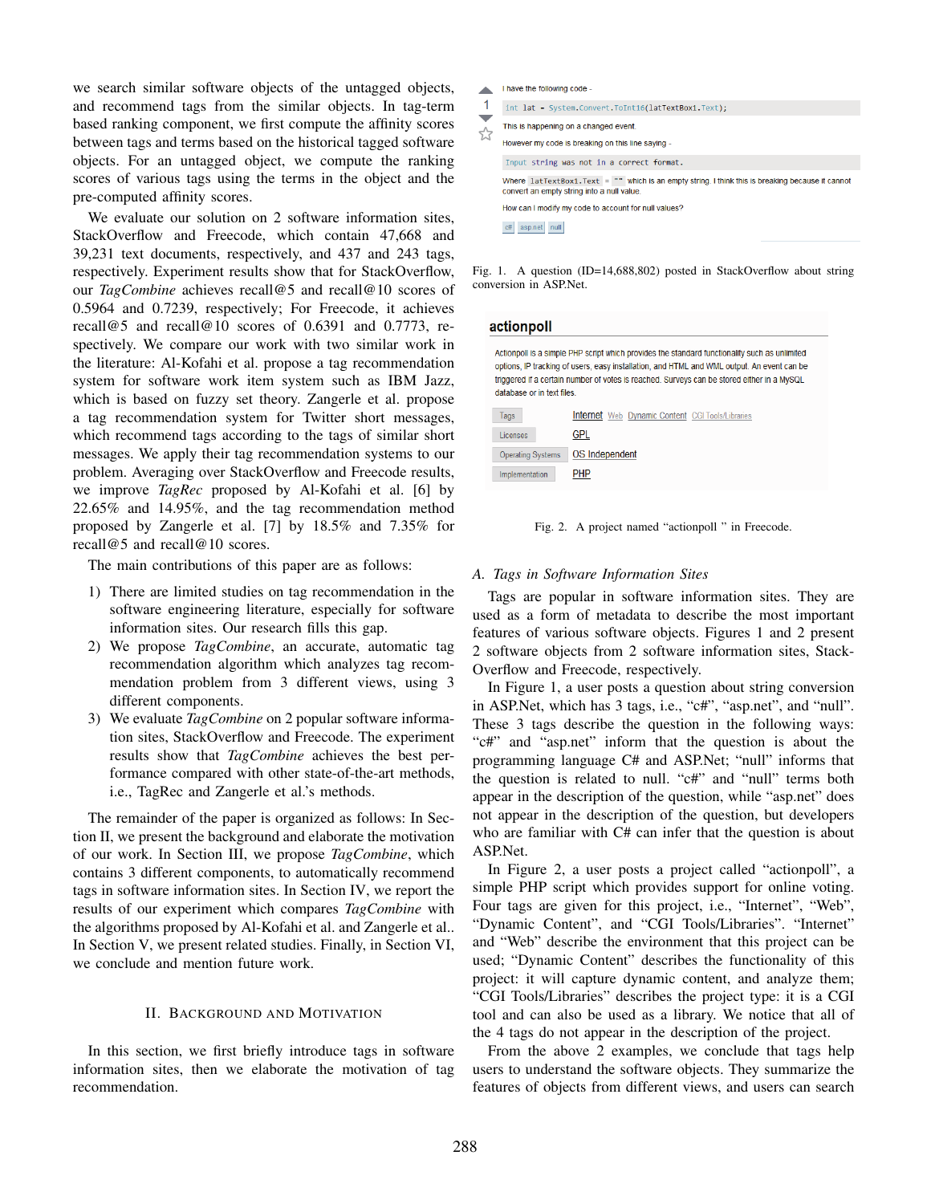we search similar software objects of the untagged objects, and recommend tags from the similar objects. In tag-term based ranking component, we first compute the affinity scores between tags and terms based on the historical tagged software objects. For an untagged object, we compute the ranking scores of various tags using the terms in the object and the pre-computed affinity scores.

We evaluate our solution on 2 software information sites, StackOverflow and Freecode, which contain 47,668 and 39,231 text documents, respectively, and 437 and 243 tags, respectively. Experiment results show that for StackOverflow, our *TagCombine* achieves recall@5 and recall@10 scores of 0.5964 and 0.7239, respectively; For Freecode, it achieves recall@5 and recall@10 scores of 0.6391 and 0.7773, respectively. We compare our work with two similar work in the literature: Al-Kofahi et al. propose a tag recommendation system for software work item system such as IBM Jazz, which is based on fuzzy set theory. Zangerle et al. propose a tag recommendation system for Twitter short messages, which recommend tags according to the tags of similar short messages. We apply their tag recommendation systems to our problem. Averaging over StackOverflow and Freecode results, we improve *TagRec* proposed by Al-Kofahi et al. [6] by 22.65% and 14.95%, and the tag recommendation method proposed by Zangerle et al. [7] by 18.5% and 7.35% for recall@5 and recall@10 scores.

The main contributions of this paper are as follows:

1) There are limited studies on tag recommendation in the software engineering literature, especially for software information sites. Our research fills this gap.
2) We propose *TagCombine*, an accurate, automatic tag recommendation algorithm which analyzes tag recommendation problem from 3 different views, using 3 different components.
3) We evaluate *TagCombine* on 2 popular software information sites, StackOverflow and Freecode. The experiment results show that *TagCombine* achieves the best performance compared with other state-of-the-art methods, i.e., TagRec and Zangerle et al.'s methods.

The remainder of the paper is organized as follows: In Section II, we present the background and elaborate the motivation of our work. In Section III, we propose *TagCombine*, which contains 3 different components, to automatically recommend tags in software information sites. In Section IV, we report the results of our experiment which compares *TagCombine* with the algorithms proposed by Al-Kofahi et al. and Zangerle et al.. In Section V, we present related studies. Finally, in Section VI, we conclude and mention future work.

## II. Background and Motivation

In this section, we first briefly introduce tags in software information sites, then we elaborate the motivation of tag recommendation.

Fig. 1. A question (ID=14,688,802) posted in StackOverflow about string conversion in ASP.Net.

Fig. 2. A project named "actionpoll " in Freecode.

### A. Tags in Software Information Sites

Tags are popular in software information sites. They are used as a form of metadata to describe the most important features of various software objects. Figures 1 and 2 present 2 software objects from 2 software information sites, StackOverflow and Freecode, respectively.

In Figure 1, a user posts a question about string conversion in ASP.Net, which has 3 tags, i.e., "c#", "asp.net", and "null". These 3 tags describe the question in the following ways: "c#" and "asp.net" inform that the question is about the programming language C# and ASP.Net; "null" informs that the question is related to null. "c#" and "null" terms both appear in the description of the question, while "asp.net" does not appear in the description of the question, but developers who are familiar with C# can infer that the question is about ASP.Net.

In Figure 2, a user posts a project called "actionpoll", a simple PHP script which provides support for online voting. Four tags are given for this project, i.e., "Internet", "Web", "Dynamic Content", and "CGI Tools/Libraries". "Internet" and "Web" describe the environment that this project can be used; "Dynamic Content" describes the functionality of this project: it will capture dynamic content, and analyze them; "CGI Tools/Libraries" describes the project type: it is a CGI tool and can also be used as a library. We notice that all of the 4 tags do not appear in the description of the project.

From the above 2 examples, we conclude that tags help users to understand the software objects. They summarize the features of objects from different views, and users can search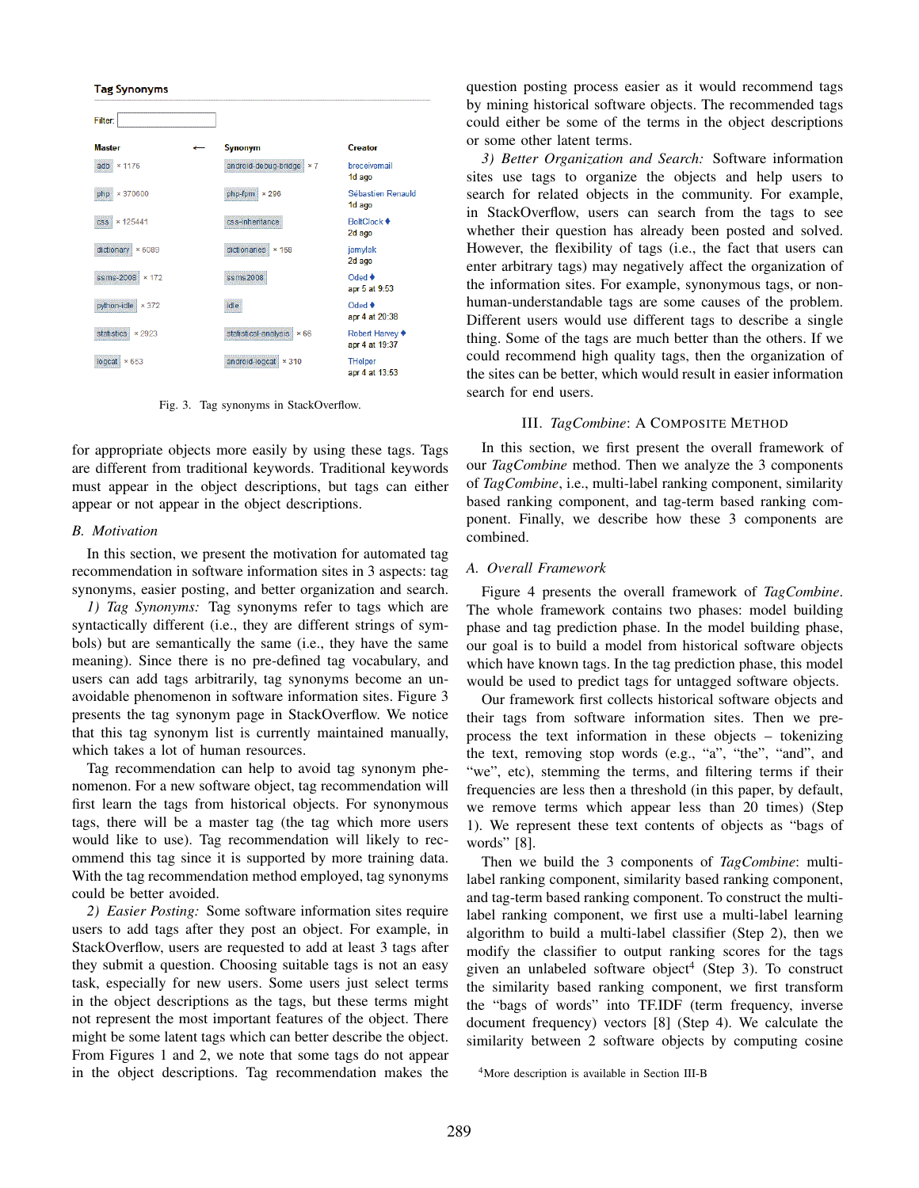| Master | ← | Synonym | Creator |
|---|---|---|---|
| adb × 1176 | | android-debug-bridge × 7 | brecoivomail 1d ago |
| php × 370600 | | php-fpm × 296 | Sébastien Renauld 1d ago |
| css × 125441 | | css-inheritance | BoltClock ♦ 2d ago |
| dictionary × 6089 | | dictionaries × 158 | jamylak 2d ago |
| ssms-2008 × 172 | | ssms2008 | Oded ♦ apr 5 at 9:53 |
| python-idle × 372 | | idle | Oded ♦ apr 4 at 20:38 |
| statistics × 2923 | | statistical-analysis × 66 | Robert Harvey ♦ apr 4 at 19:37 |
| logcat × 653 | | android-logcat × 310 | THelper apr 4 at 13:53 |

Fig. 3. Tag synonyms in StackOverflow.

for appropriate objects more easily by using these tags. Tags are different from traditional keywords. Traditional keywords must appear in the object descriptions, but tags can either appear or not appear in the object descriptions.

## B. Motivation

In this section, we present the motivation for automated tag recommendation in software information sites in 3 aspects: tag synonyms, easier posting, and better organization and search.

*1) Tag Synonyms:* Tag synonyms refer to tags which are syntactically different (i.e., they are different strings of symbols) but are semantically the same (i.e., they have the same meaning). Since there is no pre-defined tag vocabulary, and users can add tags arbitrarily, tag synonyms become an unavoidable phenomenon in software information sites. Figure 3 presents the tag synonym page in StackOverflow. We notice that this tag synonym list is currently maintained manually, which takes a lot of human resources.

Tag recommendation can help to avoid tag synonym phenomenon. For a new software object, tag recommendation will first learn the tags from historical objects. For synonymous tags, there will be a master tag (the tag which more users would like to use). Tag recommendation will likely to recommend this tag since it is supported by more training data. With the tag recommendation method employed, tag synonyms could be better avoided.

*2) Easier Posting:* Some software information sites require users to add tags after they post an object. For example, in StackOverflow, users are requested to add at least 3 tags after they submit a question. Choosing suitable tags is not an easy task, especially for new users. Some users just select terms in the object descriptions as the tags, but these terms might not represent the most important features of the object. There might be some latent tags which can better describe the object. From Figures 1 and 2, we note that some tags do not appear in the object descriptions. Tag recommendation makes the question posting process easier as it would recommend tags by mining historical software objects. The recommended tags could either be some of the terms in the object descriptions or some other latent terms.

*3) Better Organization and Search:* Software information sites use tags to organize the objects and help users to search for related objects in the community. For example, in StackOverflow, users can search from the tags to see whether their question has already been posted and solved. However, the flexibility of tags (i.e., the fact that users can enter arbitrary tags) may negatively affect the organization of the information sites. For example, synonymous tags, or non-human-understandable tags are some causes of the problem. Different users would use different tags to describe a single thing. Some of the tags are much better than the others. If we could recommend high quality tags, then the organization of the sites can be better, which would result in easier information search for end users.

# III. *TagCombine*: A Composite Method

In this section, we first present the overall framework of our *TagCombine* method. Then we analyze the 3 components of *TagCombine*, i.e., multi-label ranking component, similarity based ranking component, and tag-term based ranking component. Finally, we describe how these 3 components are combined.

## A. Overall Framework

Figure 4 presents the overall framework of *TagCombine*. The whole framework contains two phases: model building phase and tag prediction phase. In the model building phase, our goal is to build a model from historical software objects which have known tags. In the tag prediction phase, this model would be used to predict tags for untagged software objects.

Our framework first collects historical software objects and their tags from software information sites. Then we preprocess the text information in these objects – tokenizing the text, removing stop words (e.g., "a", "the", "and", and "we", etc), stemming the terms, and filtering terms if their frequencies are less then a threshold (in this paper, by default, we remove terms which appear less than 20 times) (Step 1). We represent these text contents of objects as "bags of words" [8].

Then we build the 3 components of *TagCombine*: multi-label ranking component, similarity based ranking component, and tag-term based ranking component. To construct the multi-label ranking component, we first use a multi-label learning algorithm to build a multi-label classifier (Step 2), then we modify the classifier to output ranking scores for the tags given an unlabeled software object[4] (Step 3). To construct the similarity based ranking component, we first transform the "bags of words" into TF.IDF (term frequency, inverse document frequency) vectors [8] (Step 4). We calculate the similarity between 2 software objects by computing cosine

[4] More description is available in Section III-B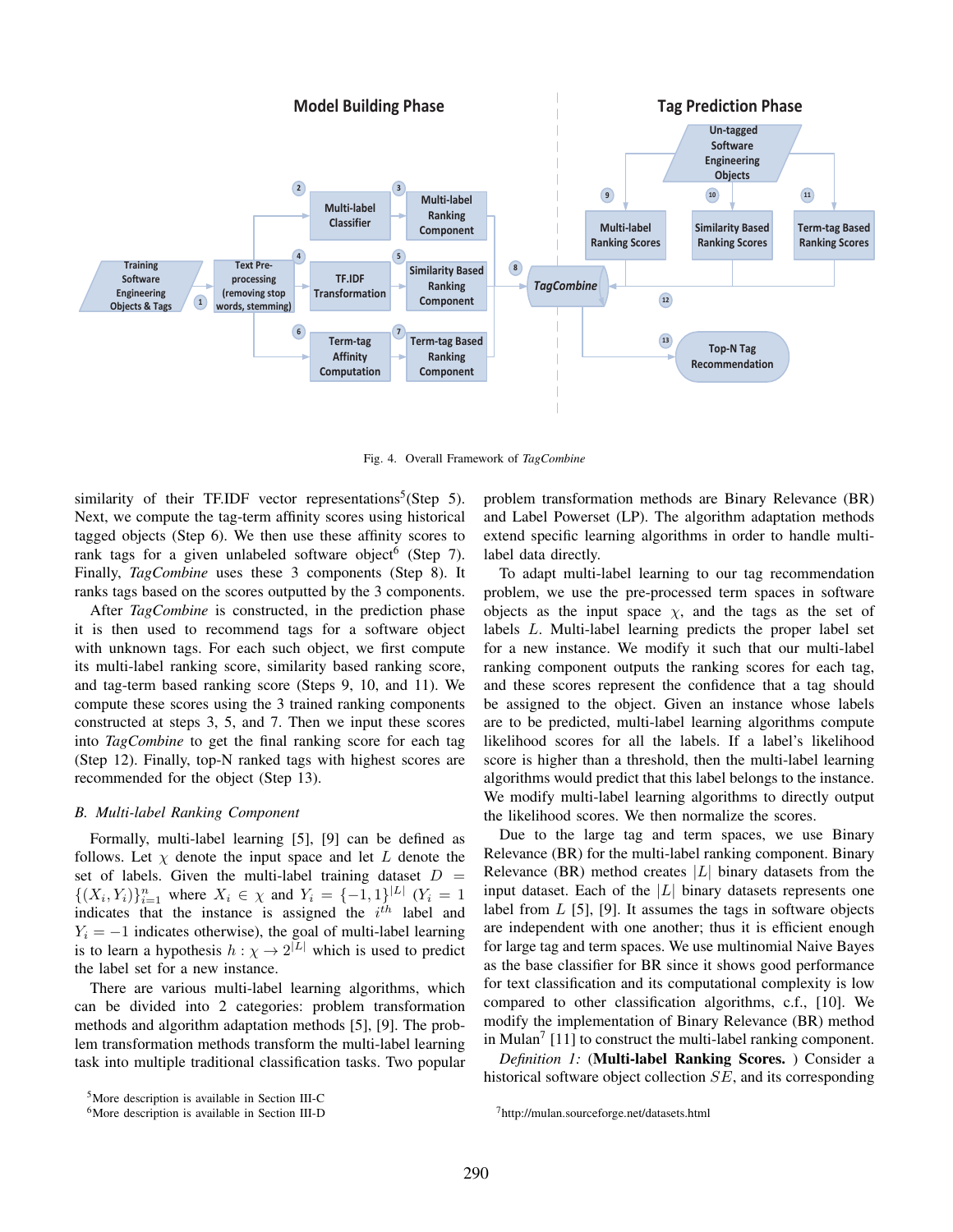Fig. 4. Overall Framework of *TagCombine*

similarity of their TF.IDF vector representations[5](Step 5). Next, we compute the tag-term affinity scores using historical tagged objects (Step 6). We then use these affinity scores to rank tags for a given unlabeled software object[6] (Step 7). Finally, *TagCombine* uses these 3 components (Step 8). It ranks tags based on the scores outputted by the 3 components.

After *TagCombine* is constructed, in the prediction phase it is then used to recommend tags for a software object with unknown tags. For each such object, we first compute its multi-label ranking score, similarity based ranking score, and tag-term based ranking score (Steps 9, 10, and 11). We compute these scores using the 3 trained ranking components constructed at steps 3, 5, and 7. Then we input these scores into *TagCombine* to get the final ranking score for each tag (Step 12). Finally, top-N ranked tags with highest scores are recommended for the object (Step 13).

### *B. Multi-label Ranking Component*

Formally, multi-label learning [5], [9] can be defined as follows. Let $\chi$ denote the input space and let $L$ denote the set of labels. Given the multi-label training dataset $D = \{(X_i, Y_i)\}_{i=1}^{n}$ where $X_i \in \chi$ and $Y_i = \{-1, 1\}^{|L|}$ ($Y_i = 1$ indicates that the instance is assigned the $i^{th}$ label and $Y_i = -1$ indicates otherwise), the goal of multi-label learning is to learn a hypothesis $h : \chi \rightarrow 2^{|L|}$ which is used to predict the label set for a new instance.

There are various multi-label learning algorithms, which can be divided into 2 categories: problem transformation methods and algorithm adaptation methods [5], [9]. The problem transformation methods transform the multi-label learning task into multiple traditional classification tasks. Two popular problem transformation methods are Binary Relevance (BR) and Label Powerset (LP). The algorithm adaptation methods extend specific learning algorithms in order to handle multi-label data directly.

To adapt multi-label learning to our tag recommendation problem, we use the pre-processed term spaces in software objects as the input space $\chi$, and the tags as the set of labels $L$. Multi-label learning predicts the proper label set for a new instance. We modify it such that our multi-label ranking component outputs the ranking scores for each tag, and these scores represent the confidence that a tag should be assigned to the object. Given an instance whose labels are to be predicted, multi-label learning algorithms compute likelihood scores for all the labels. If a label's likelihood score is higher than a threshold, then the multi-label learning algorithms would predict that this label belongs to the instance. We modify multi-label learning algorithms to directly output the likelihood scores. We then normalize the scores.

Due to the large tag and term spaces, we use Binary Relevance (BR) for the multi-label ranking component. Binary Relevance (BR) method creates $|L|$ binary datasets from the input dataset. Each of the $|L|$ binary datasets represents one label from $L$ [5], [9]. It assumes the tags in software objects are independent with one another; thus it is efficient enough for large tag and term spaces. We use multinomial Naive Bayes as the base classifier for BR since it shows good performance for text classification and its computational complexity is low compared to other classification algorithms, c.f., [10]. We modify the implementation of Binary Relevance (BR) method in Mulan[7] [11] to construct the multi-label ranking component.

*Definition 1:* (**Multi-label Ranking Scores.** ) Consider a historical software object collection $SE$, and its corresponding

[5]More description is available in Section III-C

[6]More description is available in Section III-D

[7]http://mulan.sourceforge.net/datasets.html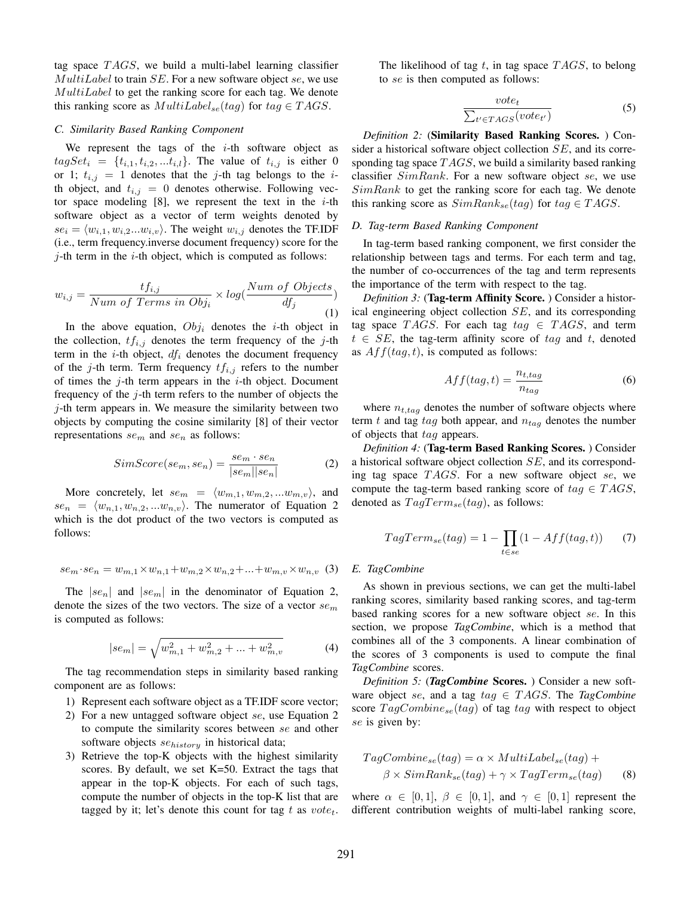tag space $TAGS$, we build a multi-label learning classifier $MultiLabel$ to train $SE$. For a new software object $se$, we use $MultiLabel$ to get the ranking score for each tag. We denote this ranking score as $MultiLabel_{se}(tag)$ for $tag \in TAGS$.

### C. Similarity Based Ranking Component

We represent the tags of the $i$-th software object as $tagSet_i = \{t_{i,1}, t_{i,2}, ...t_{i,l}\}$. The value of $t_{i,j}$ is either 0 or 1; $t_{i,j} = 1$ denotes that the $j$-th tag belongs to the $i$-th object, and $t_{i,j} = 0$ denotes otherwise. Following vector space modeling [8], we represent the text in the $i$-th software object as a vector of term weights denoted by $se_i = \langle w_{i,1}, w_{i,2}...w_{i,v}\rangle$. The weight $w_{i,j}$ denotes the TF.IDF (i.e., term frequency.inverse document frequency) score for the $j$-th term in the $i$-th object, which is computed as follows:

$$w_{i,j} = \frac{tf_{i,j}}{Num\ of\ Terms\ in\ Obj_i} \times log(\frac{Num\ of\ Objects}{df_j}) \quad (1)$$

In the above equation, $Obj_i$ denotes the $i$-th object in the collection, $tf_{i,j}$ denotes the term frequency of the $j$-th term in the $i$-th object, $df_i$ denotes the document frequency of the $j$-th term. Term frequency $tf_{i,j}$ refers to the number of times the $j$-th term appears in the $i$-th object. Document frequency of the $j$-th term refers to the number of objects the $j$-th term appears in. We measure the similarity between two objects by computing the cosine similarity [8] of their vector representations $se_m$ and $se_n$ as follows:

$$SimScore(se_m, se_n) = \frac{se_m \cdot se_n}{|se_m||se_n|} \quad (2)$$

More concretely, let $se_m = \langle w_{m,1}, w_{m,2}, ...w_{m,v}\rangle$, and $se_n = \langle w_{n,1}, w_{n,2}, ...w_{n,v}\rangle$. The numerator of Equation 2 which is the dot product of the two vectors is computed as follows:

$$se_m \cdot se_n = w_{m,1} \times w_{n,1} + w_{m,2} \times w_{n,2} + ... + w_{m,v} \times w_{n,v} \quad (3)$$

The $|se_n|$ and $|se_m|$ in the denominator of Equation 2, denote the sizes of the two vectors. The size of a vector $se_m$ is computed as follows:

$$|se_m| = \sqrt{w_{m,1}^2 + w_{m,2}^2 + ... + w_{m,v}^2} \quad (4)$$

The tag recommendation steps in similarity based ranking component are as follows:

1) Represent each software object as a TF.IDF score vector;
2) For a new untagged software object $se$, use Equation 2 to compute the similarity scores between $se$ and other software objects $se_{history}$ in historical data;
3) Retrieve the top-K objects with the highest similarity scores. By default, we set K=50. Extract the tags that appear in the top-K objects. For each of such tags, compute the number of objects in the top-K list that are tagged by it; let's denote this count for tag $t$ as $vote_t$.

The likelihood of tag $t$, in tag space $TAGS$, to belong to $se$ is then computed as follows:

$$\frac{vote_t}{\sum_{t' \in TAGS}(vote_{t'})} \quad (5)$$

*Definition 2:* (**Similarity Based Ranking Scores.** ) Consider a historical software object collection $SE$, and its corresponding tag space $TAGS$, we build a similarity based ranking classifier $SimRank$. For a new software object $se$, we use $SimRank$ to get the ranking score for each tag. We denote this ranking score as $SimRank_{se}(tag)$ for $tag \in TAGS$.

### D. Tag-term Based Ranking Component

In tag-term based ranking component, we first consider the relationship between tags and terms. For each term and tag, the number of co-occurrences of the tag and term represents the importance of the term with respect to the tag.

*Definition 3:* (**Tag-term Affinity Score.** ) Consider a historical engineering object collection $SE$, and its corresponding tag space $TAGS$. For each tag $tag \in TAGS$, and term $t \in SE$, the tag-term affinity score of $tag$ and $t$, denoted as $Aff(tag, t)$, is computed as follows:

$$Aff(tag, t) = \frac{n_{t,tag}}{n_{tag}} \quad (6)$$

where $n_{t,tag}$ denotes the number of software objects where term $t$ and tag $tag$ both appear, and $n_{tag}$ denotes the number of objects that $tag$ appears.

*Definition 4:* (**Tag-term Based Ranking Scores.** ) Consider a historical software object collection $SE$, and its corresponding tag space $TAGS$. For a new software object $se$, we compute the tag-term based ranking score of $tag \in TAGS$, denoted as $TagTerm_{se}(tag)$, as follows:

$$TagTerm_{se}(tag) = 1 - \prod_{t \in se}(1 - Aff(tag, t)) \quad (7)$$

### E. TagCombine

As shown in previous sections, we can get the multi-label ranking scores, similarity based ranking scores, and tag-term based ranking scores for a new software object $se$. In this section, we propose ***TagCombine***, which is a method that combines all of the 3 components. A linear combination of the scores of 3 components is used to compute the final *TagCombine* scores.

*Definition 5:* (***TagCombine*** **Scores.** ) Consider a new software object $se$, and a tag $tag \in TAGS$. The *TagCombine* score $TagCombine_{se}(tag)$ of tag $tag$ with respect to object $se$ is given by:

$$TagCombine_{se}(tag) = \alpha \times MultiLabel_{se}(tag) + \beta \times SimRank_{se}(tag) + \gamma \times TagTerm_{se}(tag) \quad (8)$$

where $\alpha \in [0, 1]$, $\beta \in [0, 1]$, and $\gamma \in [0, 1]$ represent the different contribution weights of multi-label ranking score,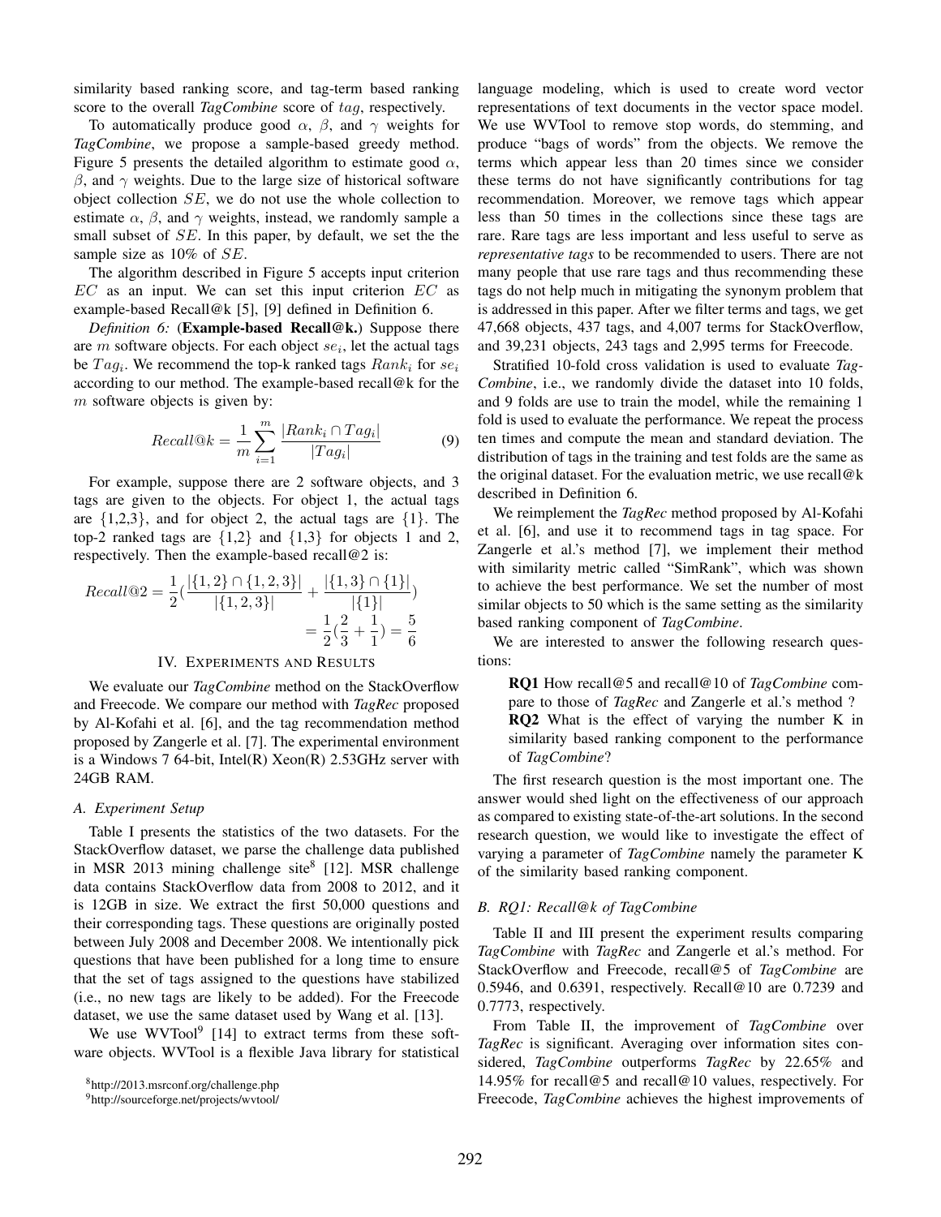similarity based ranking score, and tag-term based ranking score to the overall *TagCombine* score of $tag$, respectively.

To automatically produce good $\alpha$, $\beta$, and $\gamma$ weights for *TagCombine*, we propose a sample-based greedy method. Figure 5 presents the detailed algorithm to estimate good $\alpha$, $\beta$, and $\gamma$ weights. Due to the large size of historical software object collection $SE$, we do not use the whole collection to estimate $\alpha$, $\beta$, and $\gamma$ weights, instead, we randomly sample a small subset of $SE$. In this paper, by default, we set the the sample size as 10% of $SE$.

The algorithm described in Figure 5 accepts input criterion $EC$ as an input. We can set this input criterion $EC$ as example-based Recall@k [5], [9] defined in Definition 6.

*Definition 6:* (**Example-based Recall@k.**) Suppose there are $m$ software objects. For each object $se_i$, let the actual tags be $Tag_i$. We recommend the top-k ranked tags $Rank_i$ for $se_i$ according to our method. The example-based recall@k for the $m$ software objects is given by:

$$Recall@k = \frac{1}{m}\sum_{i=1}^{m}\frac{|Rank_i \cap Tag_i|}{|Tag_i|} \tag{9}$$

For example, suppose there are 2 software objects, and 3 tags are given to the objects. For object 1, the actual tags are {1,2,3}, and for object 2, the actual tags are {1}. The top-2 ranked tags are {1,2} and {1,3} for objects 1 and 2, respectively. Then the example-based recall@2 is:

$$Recall@2 = \frac{1}{2}\left(\frac{|\{1,2\} \cap \{1,2,3\}|}{|\{1,2,3\}|} + \frac{|\{1,3\} \cap \{1\}|}{|\{1\}|}\right) = \frac{1}{2}\left(\frac{2}{3} + \frac{1}{1}\right) = \frac{5}{6}$$

## IV. Experiments and Results

We evaluate our *TagCombine* method on the StackOverflow and Freecode. We compare our method with *TagRec* proposed by Al-Kofahi et al. [6], and the tag recommendation method proposed by Zangerle et al. [7]. The experimental environment is a Windows 7 64-bit, Intel(R) Xeon(R) 2.53GHz server with 24GB RAM.

### A. Experiment Setup

Table I presents the statistics of the two datasets. For the StackOverflow dataset, we parse the challenge data published in MSR 2013 mining challenge site[8] [12]. MSR challenge data contains StackOverflow data from 2008 to 2012, and it is 12GB in size. We extract the first 50,000 questions and their corresponding tags. These questions are originally posted between July 2008 and December 2008. We intentionally pick questions that have been published for a long time to ensure that the set of tags assigned to the questions have stabilized (i.e., no new tags are likely to be added). For the Freecode dataset, we use the same dataset used by Wang et al. [13].

We use WVTool[9] [14] to extract terms from these software objects. WVTool is a flexible Java library for statistical language modeling, which is used to create word vector representations of text documents in the vector space model. We use WVTool to remove stop words, do stemming, and produce "bags of words" from the objects. We remove the terms which appear less than 20 times since we consider these terms do not have significantly contributions for tag recommendation. Moreover, we remove tags which appear less than 50 times in the collections since these tags are rare. Rare tags are less important and less useful to serve as *representative tags* to be recommended to users. There are not many people that use rare tags and thus recommending these tags do not help much in mitigating the synonym problem that is addressed in this paper. After we filter terms and tags, we get 47,668 objects, 437 tags, and 4,007 terms for StackOverflow, and 39,231 objects, 243 tags and 2,995 terms for Freecode.

Stratified 10-fold cross validation is used to evaluate *TagCombine*, i.e., we randomly divide the dataset into 10 folds, and 9 folds are use to train the model, while the remaining 1 fold is used to evaluate the performance. We repeat the process ten times and compute the mean and standard deviation. The distribution of tags in the training and test folds are the same as the original dataset. For the evaluation metric, we use recall@k described in Definition 6.

We reimplement the *TagRec* method proposed by Al-Kofahi et al. [6], and use it to recommend tags in tag space. For Zangerle et al.'s method [7], we implement their method with similarity metric called "SimRank", which was shown to achieve the best performance. We set the number of most similar objects to 50 which is the same setting as the similarity based ranking component of *TagCombine*.

We are interested to answer the following research questions:

> **RQ1** How recall@5 and recall@10 of *TagCombine* compare to those of *TagRec* and Zangerle et al.'s method ?
>
> **RQ2** What is the effect of varying the number K in similarity based ranking component to the performance of *TagCombine*?

The first research question is the most important one. The answer would shed light on the effectiveness of our approach as compared to existing state-of-the-art solutions. In the second research question, we would like to investigate the effect of varying a parameter of *TagCombine* namely the parameter K of the similarity based ranking component.

### B. RQ1: Recall@k of TagCombine

Table II and III present the experiment results comparing *TagCombine* with *TagRec* and Zangerle et al.'s method. For StackOverflow and Freecode, recall@5 of *TagCombine* are 0.5946, and 0.6391, respectively. Recall@10 are 0.7239 and 0.7773, respectively.

From Table II, the improvement of *TagCombine* over *TagRec* is significant. Averaging over information sites considered, *TagCombine* outperforms *TagRec* by 22.65% and 14.95% for recall@5 and recall@10 values, respectively. For Freecode, *TagCombine* achieves the highest improvements of

[8] http://2013.msrconf.org/challenge.php

[9] http://sourceforge.net/projects/wvtool/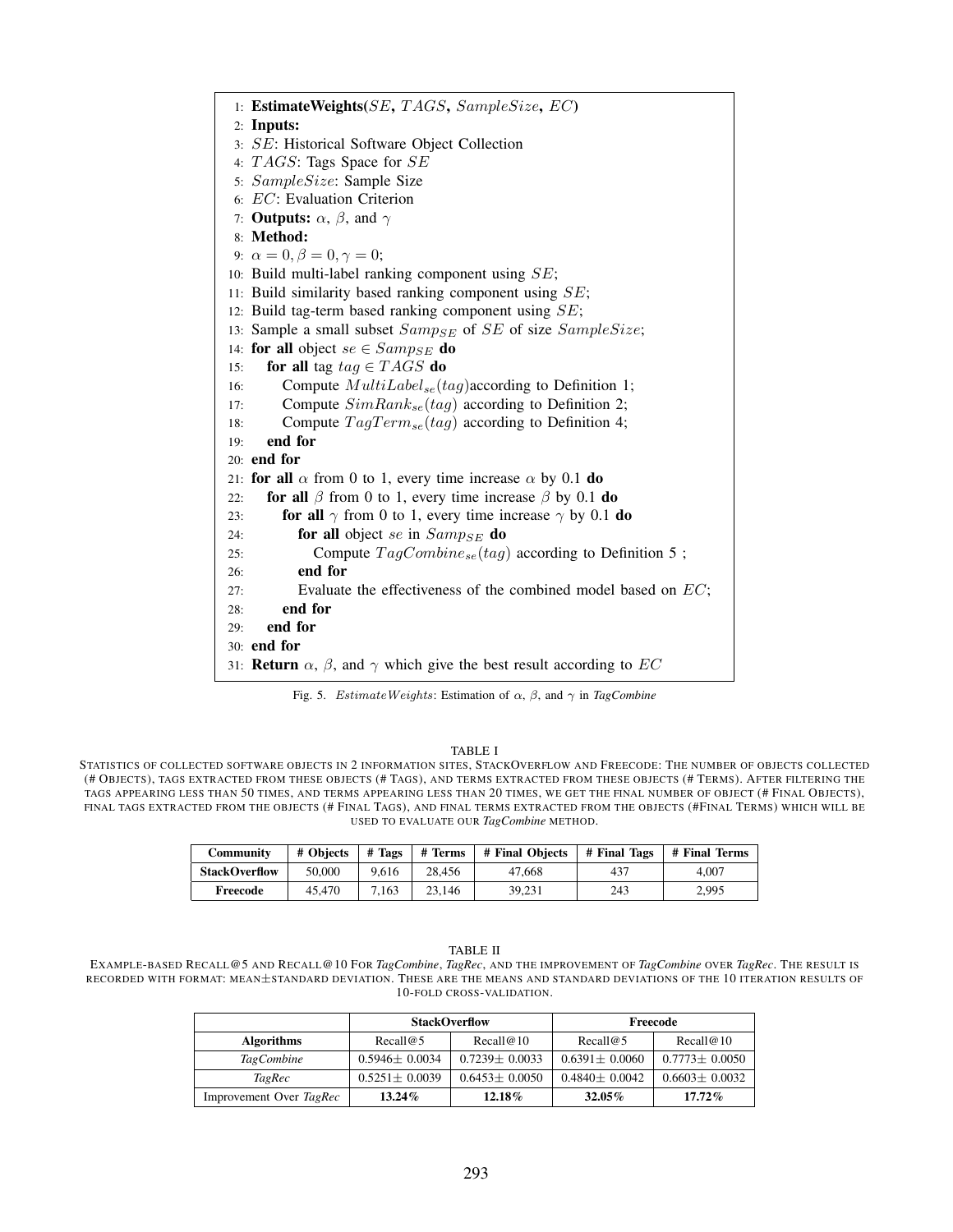```
1: EstimateWeights(SE, TAGS, SampleSize, EC)
2: Inputs:
3: SE: Historical Software Object Collection
4: TAGS: Tags Space for SE
5: SampleSize: Sample Size
6: EC: Evaluation Criterion
7: Outputs: α, β, and γ
8: Method:
9: α = 0, β = 0, γ = 0;
10: Build multi-label ranking component using SE;
11: Build similarity based ranking component using SE;
12: Build tag-term based ranking component using SE;
13: Sample a small subset Samp_SE of SE of size SampleSize;
14: for all object se ∈ Samp_SE do
15:   for all tag tag ∈ TAGS do
16:     Compute MultiLabel_se(tag) according to Definition 1;
17:     Compute SimRank_se(tag) according to Definition 2;
18:     Compute TagTerm_se(tag) according to Definition 4;
19:   end for
20: end for
21: for all α from 0 to 1, every time increase α by 0.1 do
22:   for all β from 0 to 1, every time increase β by 0.1 do
23:     for all γ from 0 to 1, every time increase γ by 0.1 do
24:       for all object se in Samp_SE do
25:         Compute TagCombine_se(tag) according to Definition 5 ;
26:       end for
27:       Evaluate the effectiveness of the combined model based on EC;
28:     end for
29:   end for
30: end for
31: Return α, β, and γ which give the best result according to EC
```

Fig. 5. *EstimateWeights*: Estimation of $\alpha$, $\beta$, and $\gamma$ in *TagCombine*

TABLE I

STATISTICS OF COLLECTED SOFTWARE OBJECTS IN 2 INFORMATION SITES, STACKOVERFLOW AND FREECODE: THE NUMBER OF OBJECTS COLLECTED (# OBJECTS), TAGS EXTRACTED FROM THESE OBJECTS (# TAGS), AND TERMS EXTRACTED FROM THESE OBJECTS (# TERMS). AFTER FILTERING THE TAGS APPEARING LESS THAN 50 TIMES, AND TERMS APPEARING LESS THAN 20 TIMES, WE GET THE FINAL NUMBER OF OBJECT (# FINAL OBJECTS), FINAL TAGS EXTRACTED FROM THE OBJECTS (# FINAL TAGS), AND FINAL TERMS EXTRACTED FROM THE OBJECTS (#FINAL TERMS) WHICH WILL BE USED TO EVALUATE OUR *TagCombine* METHOD.

| Community | # Objects | # Tags | # Terms | # Final Objects | # Final Tags | # Final Terms |
|---|---|---|---|---|---|---|
| **StackOverflow** | 50,000 | 9,616 | 28,456 | 47,668 | 437 | 4,007 |
| **Freecode** | 45,470 | 7,163 | 23,146 | 39,231 | 243 | 2,995 |

TABLE II

EXAMPLE-BASED RECALL@5 AND RECALL@10 FOR *TagCombine*, *TagRec*, AND THE IMPROVEMENT OF *TagCombine* OVER *TagRec*. THE RESULT IS RECORDED WITH FORMAT: MEAN±STANDARD DEVIATION. THESE ARE THE MEANS AND STANDARD DEVIATIONS OF THE 10 ITERATION RESULTS OF 10-FOLD CROSS-VALIDATION.

| | **StackOverflow** | | **Freecode** | |
|---|---|---|---|---|
| **Algorithms** | Recall@5 | Recall@10 | Recall@5 | Recall@10 |
| *TagCombine* | 0.5946± 0.0034 | 0.7239± 0.0033 | 0.6391± 0.0060 | 0.7773± 0.0050 |
| *TagRec* | 0.5251± 0.0039 | 0.6453± 0.0050 | 0.4840± 0.0042 | 0.6603± 0.0032 |
| Improvement Over *TagRec* | **13.24%** | **12.18%** | **32.05%** | **17.72%** |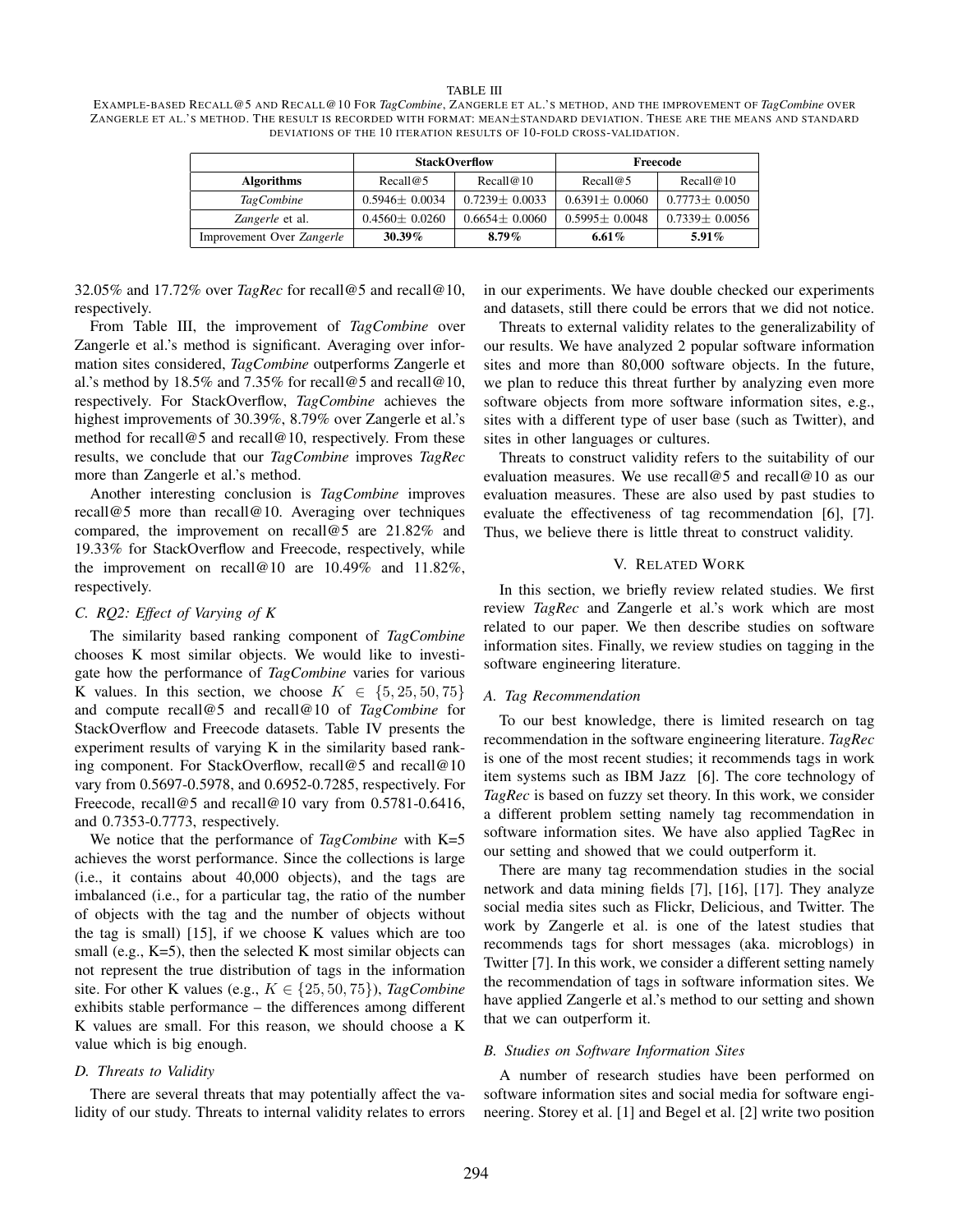TABLE III

EXAMPLE-BASED RECALL@5 AND RECALL@10 FOR *TagCombine*, ZANGERLE ET AL.'S METHOD, AND THE IMPROVEMENT OF *TagCombine* OVER ZANGERLE ET AL.'S METHOD. THE RESULT IS RECORDED WITH FORMAT: MEAN±STANDARD DEVIATION. THESE ARE THE MEANS AND STANDARD DEVIATIONS OF THE 10 ITERATION RESULTS OF 10-FOLD CROSS-VALIDATION.

| | **StackOverflow** | | **Freecode** | |
|---|---|---|---|---|
| **Algorithms** | Recall@5 | Recall@10 | Recall@5 | Recall@10 |
| *TagCombine* | 0.5946± 0.0034 | 0.7239± 0.0033 | 0.6391± 0.0060 | 0.7773± 0.0050 |
| *Zangerle* et al. | 0.4560± 0.0260 | 0.6654± 0.0060 | 0.5995± 0.0048 | 0.7339± 0.0056 |
| Improvement Over *Zangerle* | **30.39%** | **8.79%** | **6.61%** | **5.91%** |

32.05% and 17.72% over *TagRec* for recall@5 and recall@10, respectively.

From Table III, the improvement of *TagCombine* over Zangerle et al.'s method is significant. Averaging over information sites considered, *TagCombine* outperforms Zangerle et al.'s method by 18.5% and 7.35% for recall@5 and recall@10, respectively. For StackOverflow, *TagCombine* achieves the highest improvements of 30.39%, 8.79% over Zangerle et al.'s method for recall@5 and recall@10, respectively. From these results, we conclude that our *TagCombine* improves *TagRec* more than Zangerle et al.'s method.

Another interesting conclusion is *TagCombine* improves recall@5 more than recall@10. Averaging over techniques compared, the improvement on recall@5 are 21.82% and 19.33% for StackOverflow and Freecode, respectively, while the improvement on recall@10 are 10.49% and 11.82%, respectively.

### C. RQ2: Effect of Varying of K

The similarity based ranking component of *TagCombine* chooses K most similar objects. We would like to investigate how the performance of *TagCombine* varies for various K values. In this section, we choose $K \in \{5, 25, 50, 75\}$ and compute recall@5 and recall@10 of *TagCombine* for StackOverflow and Freecode datasets. Table IV presents the experiment results of varying K in the similarity based ranking component. For StackOverflow, recall@5 and recall@10 vary from 0.5697-0.5978, and 0.6952-0.7285, respectively. For Freecode, recall@5 and recall@10 vary from 0.5781-0.6416, and 0.7353-0.7773, respectively.

We notice that the performance of *TagCombine* with K=5 achieves the worst performance. Since the collections is large (i.e., it contains about 40,000 objects), and the tags are imbalanced (i.e., for a particular tag, the ratio of the number of objects with the tag and the number of objects without the tag is small) [15], if we choose K values which are too small (e.g., K=5), then the selected K most similar objects can not represent the true distribution of tags in the information site. For other K values (e.g., $K \in \{25, 50, 75\}$), *TagCombine* exhibits stable performance – the differences among different K values are small. For this reason, we should choose a K value which is big enough.

### D. Threats to Validity

There are several threats that may potentially affect the validity of our study. Threats to internal validity relates to errors in our experiments. We have double checked our experiments and datasets, still there could be errors that we did not notice.

Threats to external validity relates to the generalizability of our results. We have analyzed 2 popular software information sites and more than 80,000 software objects. In the future, we plan to reduce this threat further by analyzing even more software objects from more software information sites, e.g., sites with a different type of user base (such as Twitter), and sites in other languages or cultures.

Threats to construct validity refers to the suitability of our evaluation measures. We use recall@5 and recall@10 as our evaluation measures. These are also used by past studies to evaluate the effectiveness of tag recommendation [6], [7]. Thus, we believe there is little threat to construct validity.

## V. RELATED WORK

In this section, we briefly review related studies. We first review *TagRec* and Zangerle et al.'s work which are most related to our paper. We then describe studies on software information sites. Finally, we review studies on tagging in the software engineering literature.

### A. Tag Recommendation

To our best knowledge, there is limited research on tag recommendation in the software engineering literature. *TagRec* is one of the most recent studies; it recommends tags in work item systems such as IBM Jazz [6]. The core technology of *TagRec* is based on fuzzy set theory. In this work, we consider a different problem setting namely tag recommendation in software information sites. We have also applied TagRec in our setting and showed that we could outperform it.

There are many tag recommendation studies in the social network and data mining fields [7], [16], [17]. They analyze social media sites such as Flickr, Delicious, and Twitter. The work by Zangerle et al. is one of the latest studies that recommends tags for short messages (aka. microblogs) in Twitter [7]. In this work, we consider a different setting namely the recommendation of tags in software information sites. We have applied Zangerle et al.'s method to our setting and shown that we can outperform it.

### B. Studies on Software Information Sites

A number of research studies have been performed on software information sites and social media for software engineering. Storey et al. [1] and Begel et al. [2] write two position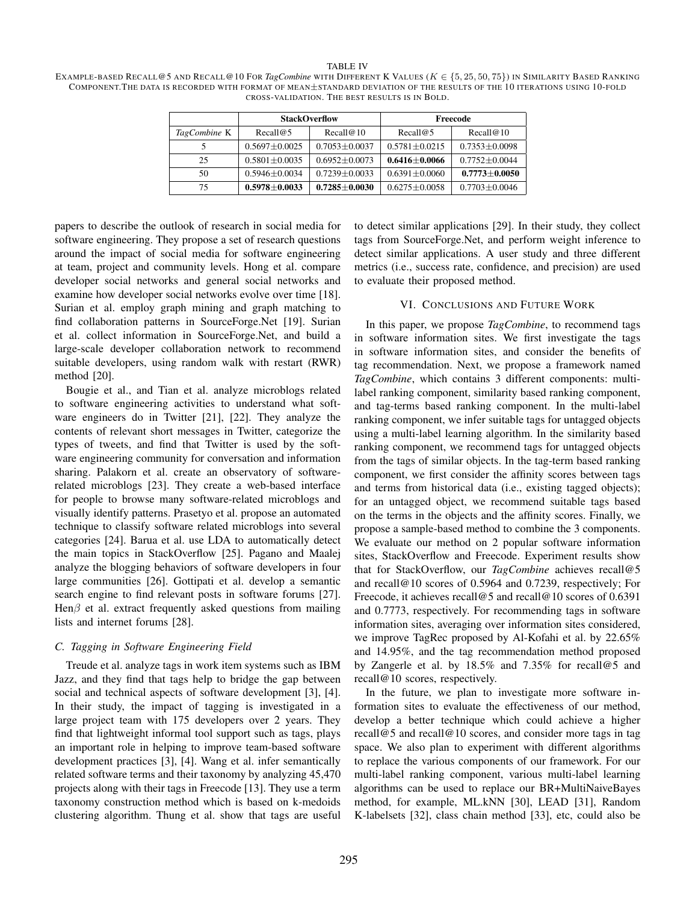TABLE IV
EXAMPLE-BASED RECALL@5 AND RECALL@10 FOR *TagCombine* WITH DIFFERENT K VALUES ($K \in \{5, 25, 50, 75\}$) IN SIMILARITY BASED RANKING COMPONENT. THE DATA IS RECORDED WITH FORMAT OF MEAN±STANDARD DEVIATION OF THE RESULTS OF THE 10 ITERATIONS USING 10-FOLD CROSS-VALIDATION. THE BEST RESULTS IS IN BOLD.

| | **StackOverflow** | | **Freecode** | |
|---|---|---|---|---|
| *TagCombine* K | Recall@5 | Recall@10 | Recall@5 | Recall@10 |
| 5 | 0.5697±0.0025 | 0.7053±0.0037 | 0.5781±0.0215 | 0.7353±0.0098 |
| 25 | 0.5801±0.0035 | 0.6952±0.0073 | **0.6416±0.0066** | 0.7752±0.0044 |
| 50 | 0.5946±0.0034 | 0.7239±0.0033 | 0.6391±0.0060 | **0.7773±0.0050** |
| 75 | **0.5978±0.0033** | **0.7285±0.0030** | 0.6275±0.0058 | 0.7703±0.0046 |

papers to describe the outlook of research in social media for software engineering. They propose a set of research questions around the impact of social media for software engineering at team, project and community levels. Hong et al. compare developer social networks and general social networks and examine how developer social networks evolve over time [18]. Surian et al. employ graph mining and graph matching to find collaboration patterns in SourceForge.Net [19]. Surian et al. collect information in SourceForge.Net, and build a large-scale developer collaboration network to recommend suitable developers, using random walk with restart (RWR) method [20].

Bougie et al., and Tian et al. analyze microblogs related to software engineering activities to understand what software engineers do in Twitter [21], [22]. They analyze the contents of relevant short messages in Twitter, categorize the types of tweets, and find that Twitter is used by the software engineering community for conversation and information sharing. Palakorn et al. create an observatory of software-related microblogs [23]. They create a web-based interface for people to browse many software-related microblogs and visually identify patterns. Prasetyo et al. propose an automated technique to classify software related microblogs into several categories [24]. Barua et al. use LDA to automatically detect the main topics in StackOverflow [25]. Pagano and Maalej analyze the blogging behaviors of software developers in four large communities [26]. Gottipati et al. develop a semantic search engine to find relevant posts in software forums [27]. Hen$\beta$ et al. extract frequently asked questions from mailing lists and internet forums [28].

### C. Tagging in Software Engineering Field

Treude et al. analyze tags in work item systems such as IBM Jazz, and they find that tags help to bridge the gap between social and technical aspects of software development [3], [4]. In their study, the impact of tagging is investigated in a large project team with 175 developers over 2 years. They find that lightweight informal tool support such as tags, plays an important role in helping to improve team-based software development practices [3], [4]. Wang et al. infer semantically related software terms and their taxonomy by analyzing 45,470 projects along with their tags in Freecode [13]. They use a term taxonomy construction method which is based on k-medoids clustering algorithm. Thung et al. show that tags are useful to detect similar applications [29]. In their study, they collect tags from SourceForge.Net, and perform weight inference to detect similar applications. A user study and three different metrics (i.e., success rate, confidence, and precision) are used to evaluate their proposed method.

## VI. CONCLUSIONS AND FUTURE WORK

In this paper, we propose *TagCombine*, to recommend tags in software information sites. We first investigate the tags in software information sites, and consider the benefits of tag recommendation. Next, we propose a framework named *TagCombine*, which contains 3 different components: multi-label ranking component, similarity based ranking component, and tag-terms based ranking component. In the multi-label ranking component, we infer suitable tags for untagged objects using a multi-label learning algorithm. In the similarity based ranking component, we recommend tags for untagged objects from the tags of similar objects. In the tag-term based ranking component, we first consider the affinity scores between tags and terms from historical data (i.e., existing tagged objects); for an untagged object, we recommend suitable tags based on the terms in the objects and the affinity scores. Finally, we propose a sample-based method to combine the 3 components. We evaluate our method on 2 popular software information sites, StackOverflow and Freecode. Experiment results show that for StackOverflow, our *TagCombine* achieves recall@5 and recall@10 scores of 0.5964 and 0.7239, respectively; For Freecode, it achieves recall@5 and recall@10 scores of 0.6391 and 0.7773, respectively. For recommending tags in software information sites, averaging over information sites considered, we improve TagRec proposed by Al-Kofahi et al. by 22.65% and 14.95%, and the tag recommendation method proposed by Zangerle et al. by 18.5% and 7.35% for recall@5 and recall@10 scores, respectively.

In the future, we plan to investigate more software information sites to evaluate the effectiveness of our method, develop a better technique which could achieve a higher recall@5 and recall@10 scores, and consider more tags in tag space. We also plan to experiment with different algorithms to replace the various components of our framework. For our multi-label ranking component, various multi-label learning algorithms can be used to replace our BR+MultiNaiveBayes method, for example, ML.kNN [30], LEAD [31], Random K-labelsets [32], class chain method [33], etc, could also be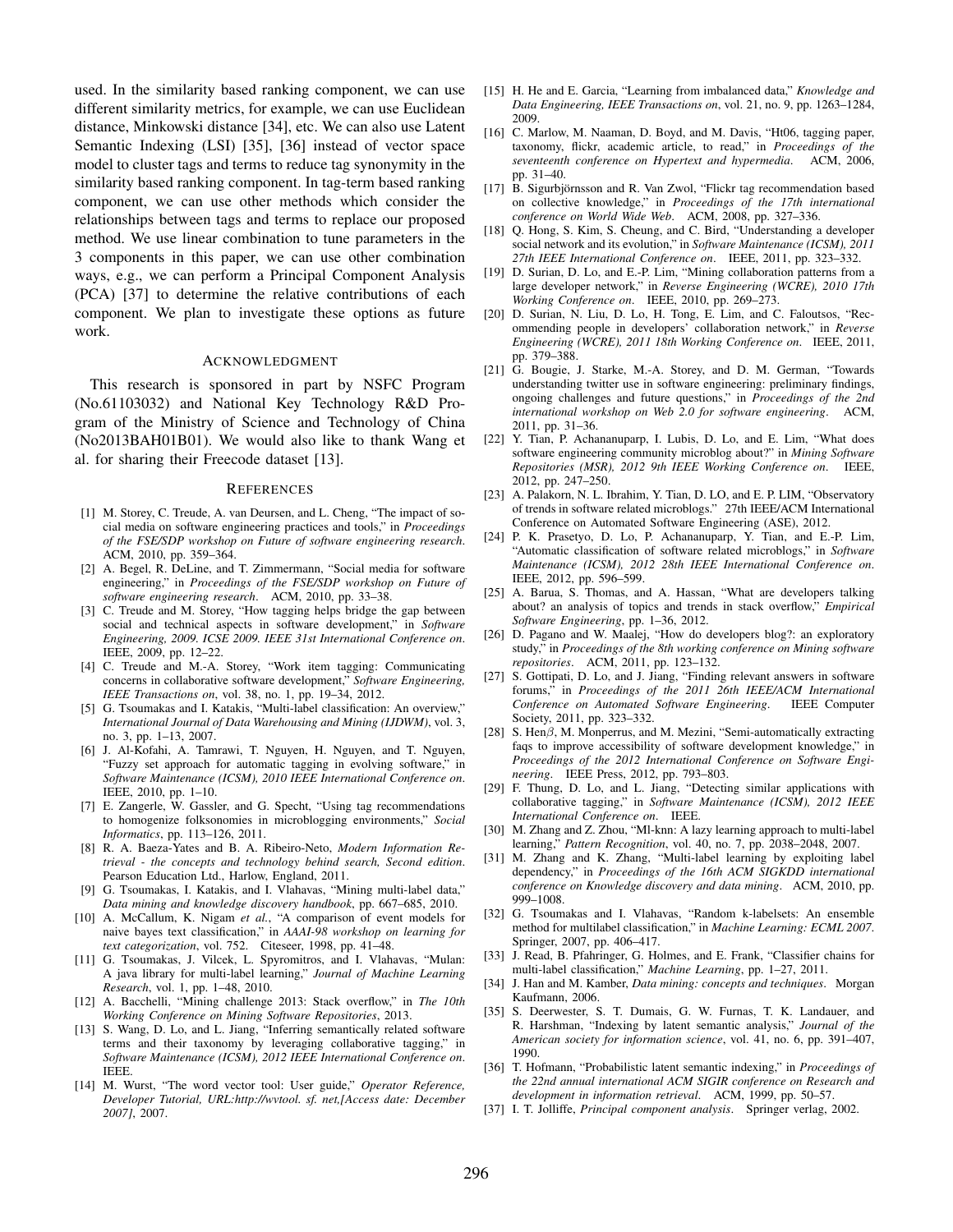used. In the similarity based ranking component, we can use different similarity metrics, for example, we can use Euclidean distance, Minkowski distance [34], etc. We can also use Latent Semantic Indexing (LSI) [35], [36] instead of vector space model to cluster tags and terms to reduce tag synonymity in the similarity based ranking component. In tag-term based ranking component, we can use other methods which consider the relationships between tags and terms to replace our proposed method. We use linear combination to tune parameters in the 3 components in this paper, we can use other combination ways, e.g., we can perform a Principal Component Analysis (PCA) [37] to determine the relative contributions of each component. We plan to investigate these options as future work.

## Acknowledgment

This research is sponsored in part by NSFC Program (No.61103032) and National Key Technology R&D Program of the Ministry of Science and Technology of China (No2013BAH01B01). We would also like to thank Wang et al. for sharing their Freecode dataset [13].

## References

- [1] M. Storey, C. Treude, A. van Deursen, and L. Cheng, "The impact of social media on software engineering practices and tools," in *Proceedings of the FSE/SDP workshop on Future of software engineering research*. ACM, 2010, pp. 359–364.
- [2] A. Begel, R. DeLine, and T. Zimmermann, "Social media for software engineering," in *Proceedings of the FSE/SDP workshop on Future of software engineering research*. ACM, 2010, pp. 33–38.
- [3] C. Treude and M. Storey, "How tagging helps bridge the gap between social and technical aspects in software development," in *Software Engineering, 2009. ICSE 2009. IEEE 31st International Conference on*. IEEE, 2009, pp. 12–22.
- [4] C. Treude and M.-A. Storey, "Work item tagging: Communicating concerns in collaborative software development," *Software Engineering, IEEE Transactions on*, vol. 38, no. 1, pp. 19–34, 2012.
- [5] G. Tsoumakas and I. Katakis, "Multi-label classification: An overview," *International Journal of Data Warehousing and Mining (IJDWM)*, vol. 3, no. 3, pp. 1–13, 2007.
- [6] J. Al-Kofahi, A. Tamrawi, T. Nguyen, H. Nguyen, and T. Nguyen, "Fuzzy set approach for automatic tagging in evolving software," in *Software Maintenance (ICSM), 2010 IEEE International Conference on*. IEEE, 2010, pp. 1–10.
- [7] E. Zangerle, W. Gassler, and G. Specht, "Using tag recommendations to homogenize folksonomies in microblogging environments," *Social Informatics*, pp. 113–126, 2011.
- [8] R. A. Baeza-Yates and B. A. Ribeiro-Neto, *Modern Information Retrieval - the concepts and technology behind search, Second edition*. Pearson Education Ltd., Harlow, England, 2011.
- [9] G. Tsoumakas, I. Katakis, and I. Vlahavas, "Mining multi-label data," *Data mining and knowledge discovery handbook*, pp. 667–685, 2010.
- [10] A. McCallum, K. Nigam *et al.*, "A comparison of event models for naive bayes text classification," in *AAAI-98 workshop on learning for text categorization*, vol. 752. Citeseer, 1998, pp. 41–48.
- [11] G. Tsoumakas, J. Vilcek, L. Spyromitros, and I. Vlahavas, "Mulan: A java library for multi-label learning," *Journal of Machine Learning Research*, vol. 1, pp. 1–48, 2010.
- [12] A. Bacchelli, "Mining challenge 2013: Stack overflow," in *The 10th Working Conference on Mining Software Repositories*, 2013.
- [13] S. Wang, D. Lo, and L. Jiang, "Inferring semantically related software terms and their taxonomy by leveraging collaborative tagging," in *Software Maintenance (ICSM), 2012 IEEE International Conference on*. IEEE.
- [14] M. Wurst, "The word vector tool: User guide," *Operator Reference, Developer Tutorial, URL:http://wvtool. sf. net,[Access date: December 2007]*, 2007.
- [15] H. He and E. Garcia, "Learning from imbalanced data," *Knowledge and Data Engineering, IEEE Transactions on*, vol. 21, no. 9, pp. 1263–1284, 2009.
- [16] C. Marlow, M. Naaman, D. Boyd, and M. Davis, "Ht06, tagging paper, taxonomy, flickr, academic article, to read," in *Proceedings of the seventeenth conference on Hypertext and hypermedia*. ACM, 2006, pp. 31–40.
- [17] B. Sigurbjörnsson and R. Van Zwol, "Flickr tag recommendation based on collective knowledge," in *Proceedings of the 17th international conference on World Wide Web*. ACM, 2008, pp. 327–336.
- [18] Q. Hong, S. Kim, S. Cheung, and C. Bird, "Understanding a developer social network and its evolution," in *Software Maintenance (ICSM), 2011 27th IEEE International Conference on*. IEEE, 2011, pp. 323–332.
- [19] D. Surian, D. Lo, and E.-P. Lim, "Mining collaboration patterns from a large developer network," in *Reverse Engineering (WCRE), 2010 17th Working Conference on*. IEEE, 2010, pp. 269–273.
- [20] D. Surian, N. Liu, D. Lo, H. Tong, E. Lim, and C. Faloutsos, "Recommending people in developers' collaboration network," in *Reverse Engineering (WCRE), 2011 18th Working Conference on*. IEEE, 2011, pp. 379–388.
- [21] G. Bougie, J. Starke, M.-A. Storey, and D. M. German, "Towards understanding twitter use in software engineering: preliminary findings, ongoing challenges and future questions," in *Proceedings of the 2nd international workshop on Web 2.0 for software engineering*. ACM, 2011, pp. 31–36.
- [22] Y. Tian, P. Achananuparp, I. Lubis, D. Lo, and E. Lim, "What does software engineering community microblog about?" in *Mining Software Repositories (MSR), 2012 9th IEEE Working Conference on*. IEEE, 2012, pp. 247–250.
- [23] A. Palakorn, N. L. Ibrahim, Y. Tian, D. LO, and E. P. LIM, "Observatory of trends in software related microblogs." 27th IEEE/ACM International Conference on Automated Software Engineering (ASE), 2012.
- [24] P. K. Prasetyo, D. Lo, P. Achananuparp, Y. Tian, and E.-P. Lim, "Automatic classification of software related microblogs," in *Software Maintenance (ICSM), 2012 28th IEEE International Conference on*. IEEE, 2012, pp. 596–599.
- [25] A. Barua, S. Thomas, and A. Hassan, "What are developers talking about? an analysis of topics and trends in stack overflow," *Empirical Software Engineering*, pp. 1–36, 2012.
- [26] D. Pagano and W. Maalej, "How do developers blog?: an exploratory study," in *Proceedings of the 8th working conference on Mining software repositories*. ACM, 2011, pp. 123–132.
- [27] S. Gottipati, D. Lo, and J. Jiang, "Finding relevant answers in software forums," in *Proceedings of the 2011 26th IEEE/ACM International Conference on Automated Software Engineering*. IEEE Computer Society, 2011, pp. 323–332.
- [28] S. Hen$\beta$, M. Monperrus, and M. Mezini, "Semi-automatically extracting faqs to improve accessibility of software development knowledge," in *Proceedings of the 2012 International Conference on Software Engineering*. IEEE Press, 2012, pp. 793–803.
- [29] F. Thung, D. Lo, and L. Jiang, "Detecting similar applications with collaborative tagging," in *Software Maintenance (ICSM), 2012 IEEE International Conference on*. IEEE.
- [30] M. Zhang and Z. Zhou, "Ml-knn: A lazy learning approach to multi-label learning," *Pattern Recognition*, vol. 40, no. 7, pp. 2038–2048, 2007.
- [31] M. Zhang and K. Zhang, "Multi-label learning by exploiting label dependency," in *Proceedings of the 16th ACM SIGKDD international conference on Knowledge discovery and data mining*. ACM, 2010, pp. 999–1008.
- [32] G. Tsoumakas and I. Vlahavas, "Random k-labelsets: An ensemble method for multilabel classification," in *Machine Learning: ECML 2007*. Springer, 2007, pp. 406–417.
- [33] J. Read, B. Pfahringer, G. Holmes, and E. Frank, "Classifier chains for multi-label classification," *Machine Learning*, pp. 1–27, 2011.
- [34] J. Han and M. Kamber, *Data mining: concepts and techniques*. Morgan Kaufmann, 2006.
- [35] S. Deerwester, S. T. Dumais, G. W. Furnas, T. K. Landauer, and R. Harshman, "Indexing by latent semantic analysis," *Journal of the American society for information science*, vol. 41, no. 6, pp. 391–407, 1990.
- [36] T. Hofmann, "Probabilistic latent semantic indexing," in *Proceedings of the 22nd annual international ACM SIGIR conference on Research and development in information retrieval*. ACM, 1999, pp. 50–57.
- [37] I. T. Jolliffe, *Principal component analysis*. Springer verlag, 2002.